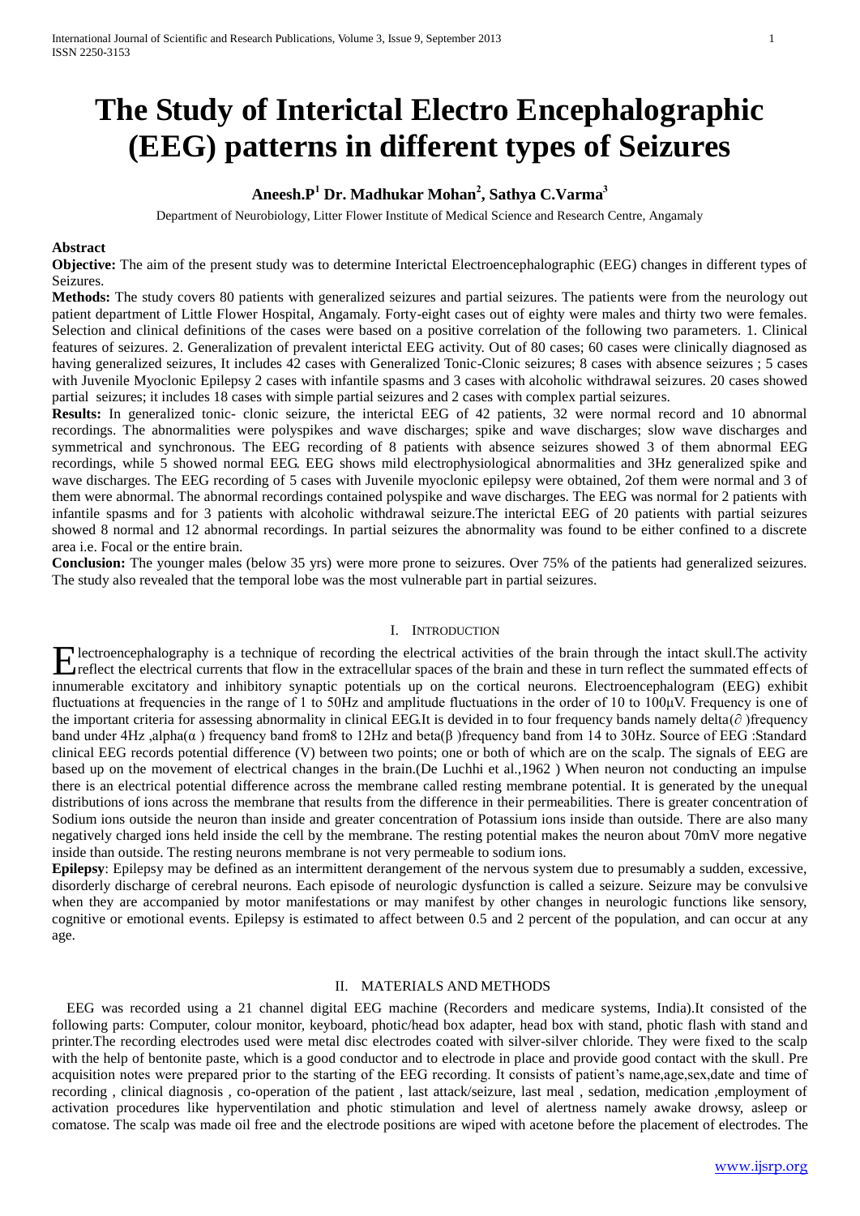# The Study of Interictal Electro Encephalographic (EEG) patterns in different types of Seizures

**Aneesh.P[1] Dr. Madhukar Mohan[2], Sathya C.Varma[3]**

Department of Neurobiology, Litter Flower Institute of Medical Science and Research Centre, Angamaly

**Abstract**

**Objective:** The aim of the present study was to determine Interictal Electroencephalographic (EEG) changes in different types of Seizures.

**Methods:** The study covers 80 patients with generalized seizures and partial seizures. The patients were from the neurology out patient department of Little Flower Hospital, Angamaly. Forty-eight cases out of eighty were males and thirty two were females. Selection and clinical definitions of the cases were based on a positive correlation of the following two parameters. 1. Clinical features of seizures. 2. Generalization of prevalent interictal EEG activity. Out of 80 cases; 60 cases were clinically diagnosed as having generalized seizures, It includes 42 cases with Generalized Tonic-Clonic seizures; 8 cases with absence seizures ; 5 cases with Juvenile Myoclonic Epilepsy 2 cases with infantile spasms and 3 cases with alcoholic withdrawal seizures. 20 cases showed partial seizures; it includes 18 cases with simple partial seizures and 2 cases with complex partial seizures.

**Results:** In generalized tonic- clonic seizure, the interictal EEG of 42 patients, 32 were normal record and 10 abnormal recordings. The abnormalities were polyspikes and wave discharges; spike and wave discharges; slow wave discharges and symmetrical and synchronous. The EEG recording of 8 patients with absence seizures showed 3 of them abnormal EEG recordings, while 5 showed normal EEG. EEG shows mild electrophysiological abnormalities and 3Hz generalized spike and wave discharges. The EEG recording of 5 cases with Juvenile myoclonic epilepsy were obtained, 2of them were normal and 3 of them were abnormal. The abnormal recordings contained polyspike and wave discharges. The EEG was normal for 2 patients with infantile spasms and for 3 patients with alcoholic withdrawal seizure.The interictal EEG of 20 patients with partial seizures showed 8 normal and 12 abnormal recordings. In partial seizures the abnormality was found to be either confined to a discrete area i.e. Focal or the entire brain.

**Conclusion:** The younger males (below 35 yrs) were more prone to seizures. Over 75% of the patients had generalized seizures. The study also revealed that the temporal lobe was the most vulnerable part in partial seizures.

## I. Introduction

Electroencephalography is a technique of recording the electrical activities of the brain through the intact skull.The activity reflect the electrical currents that flow in the extracellular spaces of the brain and these in turn reflect the summated effects of innumerable excitatory and inhibitory synaptic potentials up on the cortical neurons. Electroencephalogram (EEG) exhibit fluctuations at frequencies in the range of 1 to 50Hz and amplitude fluctuations in the order of 10 to 100μV. Frequency is one of the important criteria for assessing abnormality in clinical EEG.It is devided in to four frequency bands namely delta(∂ )frequency band under 4Hz ,alpha(α ) frequency band from8 to 12Hz and beta(β )frequency band from 14 to 30Hz. Source of EEG :Standard clinical EEG records potential difference (V) between two points; one or both of which are on the scalp. The signals of EEG are based up on the movement of electrical changes in the brain.(De Luchhi et al.,1962 ) When neuron not conducting an impulse there is an electrical potential difference across the membrane called resting membrane potential. It is generated by the unequal distributions of ions across the membrane that results from the difference in their permeabilities. There is greater concentration of Sodium ions outside the neuron than inside and greater concentration of Potassium ions inside than outside. There are also many negatively charged ions held inside the cell by the membrane. The resting potential makes the neuron about 70mV more negative inside than outside. The resting neurons membrane is not very permeable to sodium ions.

**Epilepsy**: Epilepsy may be defined as an intermittent derangement of the nervous system due to presumably a sudden, excessive, disorderly discharge of cerebral neurons. Each episode of neurologic dysfunction is called a seizure. Seizure may be convulsive when they are accompanied by motor manifestations or may manifest by other changes in neurologic functions like sensory, cognitive or emotional events. Epilepsy is estimated to affect between 0.5 and 2 percent of the population, and can occur at any age.

## II. Materials and Methods

EEG was recorded using a 21 channel digital EEG machine (Recorders and medicare systems, India).It consisted of the following parts: Computer, colour monitor, keyboard, photic/head box adapter, head box with stand, photic flash with stand and printer.The recording electrodes used were metal disc electrodes coated with silver-silver chloride. They were fixed to the scalp with the help of bentonite paste, which is a good conductor and to electrode in place and provide good contact with the skull. Pre acquisition notes were prepared prior to the starting of the EEG recording. It consists of patient's name,age,sex,date and time of recording , clinical diagnosis , co-operation of the patient , last attack/seizure, last meal , sedation, medication ,employment of activation procedures like hyperventilation and photic stimulation and level of alertness namely awake drowsy, asleep or comatose. The scalp was made oil free and the electrode positions are wiped with acetone before the placement of electrodes. The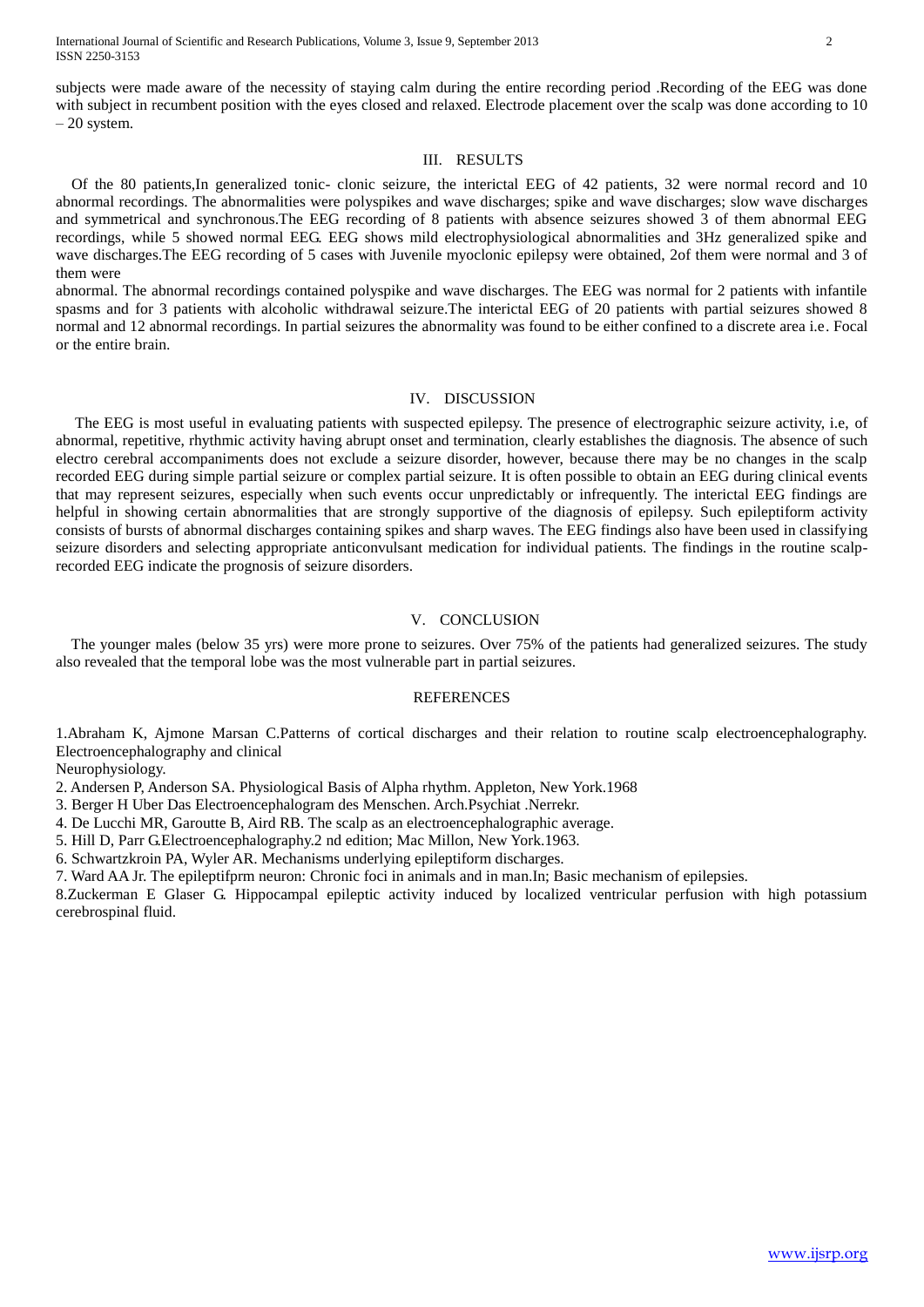subjects were made aware of the necessity of staying calm during the entire recording period .Recording of the EEG was done with subject in recumbent position with the eyes closed and relaxed. Electrode placement over the scalp was done according to 10 – 20 system.

## III. RESULTS

Of the 80 patients,In generalized tonic- clonic seizure, the interictal EEG of 42 patients, 32 were normal record and 10 abnormal recordings. The abnormalities were polyspikes and wave discharges; spike and wave discharges; slow wave discharges and symmetrical and synchronous.The EEG recording of 8 patients with absence seizures showed 3 of them abnormal EEG recordings, while 5 showed normal EEG. EEG shows mild electrophysiological abnormalities and 3Hz generalized spike and wave discharges.The EEG recording of 5 cases with Juvenile myoclonic epilepsy were obtained, 2of them were normal and 3 of them were

abnormal. The abnormal recordings contained polyspike and wave discharges. The EEG was normal for 2 patients with infantile spasms and for 3 patients with alcoholic withdrawal seizure.The interictal EEG of 20 patients with partial seizures showed 8 normal and 12 abnormal recordings. In partial seizures the abnormality was found to be either confined to a discrete area i.e. Focal or the entire brain.

## IV. DISCUSSION

The EEG is most useful in evaluating patients with suspected epilepsy. The presence of electrographic seizure activity, i.e, of abnormal, repetitive, rhythmic activity having abrupt onset and termination, clearly establishes the diagnosis. The absence of such electro cerebral accompaniments does not exclude a seizure disorder, however, because there may be no changes in the scalp recorded EEG during simple partial seizure or complex partial seizure. It is often possible to obtain an EEG during clinical events that may represent seizures, especially when such events occur unpredictably or infrequently. The interictal EEG findings are helpful in showing certain abnormalities that are strongly supportive of the diagnosis of epilepsy. Such epileptiform activity consists of bursts of abnormal discharges containing spikes and sharp waves. The EEG findings also have been used in classifying seizure disorders and selecting appropriate anticonvulsant medication for individual patients. The findings in the routine scalp-recorded EEG indicate the prognosis of seizure disorders.

## V. CONCLUSION

The younger males (below 35 yrs) were more prone to seizures. Over 75% of the patients had generalized seizures. The study also revealed that the temporal lobe was the most vulnerable part in partial seizures.

## REFERENCES

1.Abraham K, Ajmone Marsan C.Patterns of cortical discharges and their relation to routine scalp electroencephalography. Electroencephalography and clinical Neurophysiology.

2. Andersen P, Anderson SA. Physiological Basis of Alpha rhythm. Appleton, New York.1968

3. Berger H Uber Das Electroencephalogram des Menschen. Arch.Psychiat .Nerrekr.

4. De Lucchi MR, Garoutte B, Aird RB. The scalp as an electroencephalographic average.

5. Hill D, Parr G.Electroencephalography.2 nd edition; Mac Millon, New York.1963.

6. Schwartzkroin PA, Wyler AR. Mechanisms underlying epileptiform discharges.

7. Ward AA Jr. The epileptifprm neuron: Chronic foci in animals and in man.In; Basic mechanism of epilepsies.

8.Zuckerman E Glaser G. Hippocampal epileptic activity induced by localized ventricular perfusion with high potassium cerebrospinal fluid.